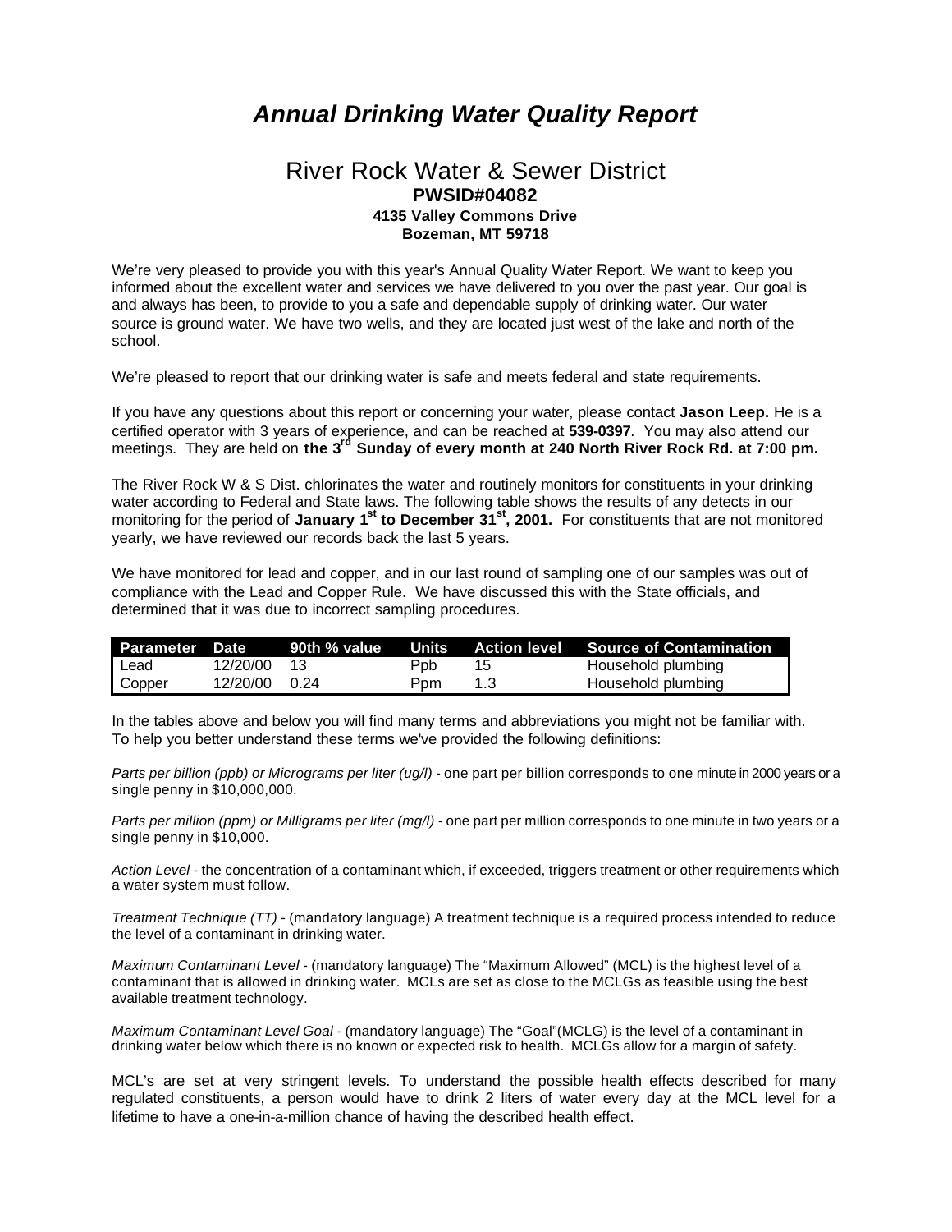# *Annual Drinking Water Quality Report*

## River Rock Water & Sewer District

**PWSID#04082**
**4135 Valley Commons Drive**
**Bozeman, MT 59718**

We're very pleased to provide you with this year's Annual Quality Water Report. We want to keep you informed about the excellent water and services we have delivered to you over the past year. Our goal is and always has been, to provide to you a safe and dependable supply of drinking water. Our water source is ground water. We have two wells, and they are located just west of the lake and north of the school.

We're pleased to report that our drinking water is safe and meets federal and state requirements.

If you have any questions about this report or concerning your water, please contact **Jason Leep.** He is a certified operator with 3 years of experience, and can be reached at **539-0397**. You may also attend our meetings. They are held on **the 3rd Sunday of every month at 240 North River Rock Rd. at 7:00 pm.**

The River Rock W & S Dist. chlorinates the water and routinely monitors for constituents in your drinking water according to Federal and State laws. The following table shows the results of any detects in our monitoring for the period of **January 1st to December 31st, 2001.** For constituents that are not monitored yearly, we have reviewed our records back the last 5 years.

We have monitored for lead and copper, and in our last round of sampling one of our samples was out of compliance with the Lead and Copper Rule. We have discussed this with the State officials, and determined that it was due to incorrect sampling procedures.

| Parameter | Date | 90th % value | Units | Action level | Source of Contamination |
|---|---|---|---|---|---|
| Lead | 12/20/00 | 13 | Ppb | 15 | Household plumbing |
| Copper | 12/20/00 | 0.24 | Ppm | 1.3 | Household plumbing |

In the tables above and below you will find many terms and abbreviations you might not be familiar with. To help you better understand these terms we've provided the following definitions:

*Parts per billion (ppb) or Micrograms per liter (ug/l)* - one part per billion corresponds to one minute in 2000 years or a single penny in $10,000,000.

*Parts per million (ppm) or Milligrams per liter (mg/l)* - one part per million corresponds to one minute in two years or a single penny in $10,000.

*Action Level* - the concentration of a contaminant which, if exceeded, triggers treatment or other requirements which a water system must follow.

*Treatment Technique (TT)* - (mandatory language) A treatment technique is a required process intended to reduce the level of a contaminant in drinking water.

*Maximum Contaminant Level* - (mandatory language) The "Maximum Allowed" (MCL) is the highest level of a contaminant that is allowed in drinking water. MCLs are set as close to the MCLGs as feasible using the best available treatment technology.

*Maximum Contaminant Level Goal* - (mandatory language) The "Goal"(MCLG) is the level of a contaminant in drinking water below which there is no known or expected risk to health. MCLGs allow for a margin of safety.

MCL's are set at very stringent levels. To understand the possible health effects described for many regulated constituents, a person would have to drink 2 liters of water every day at the MCL level for a lifetime to have a one-in-a-million chance of having the described health effect.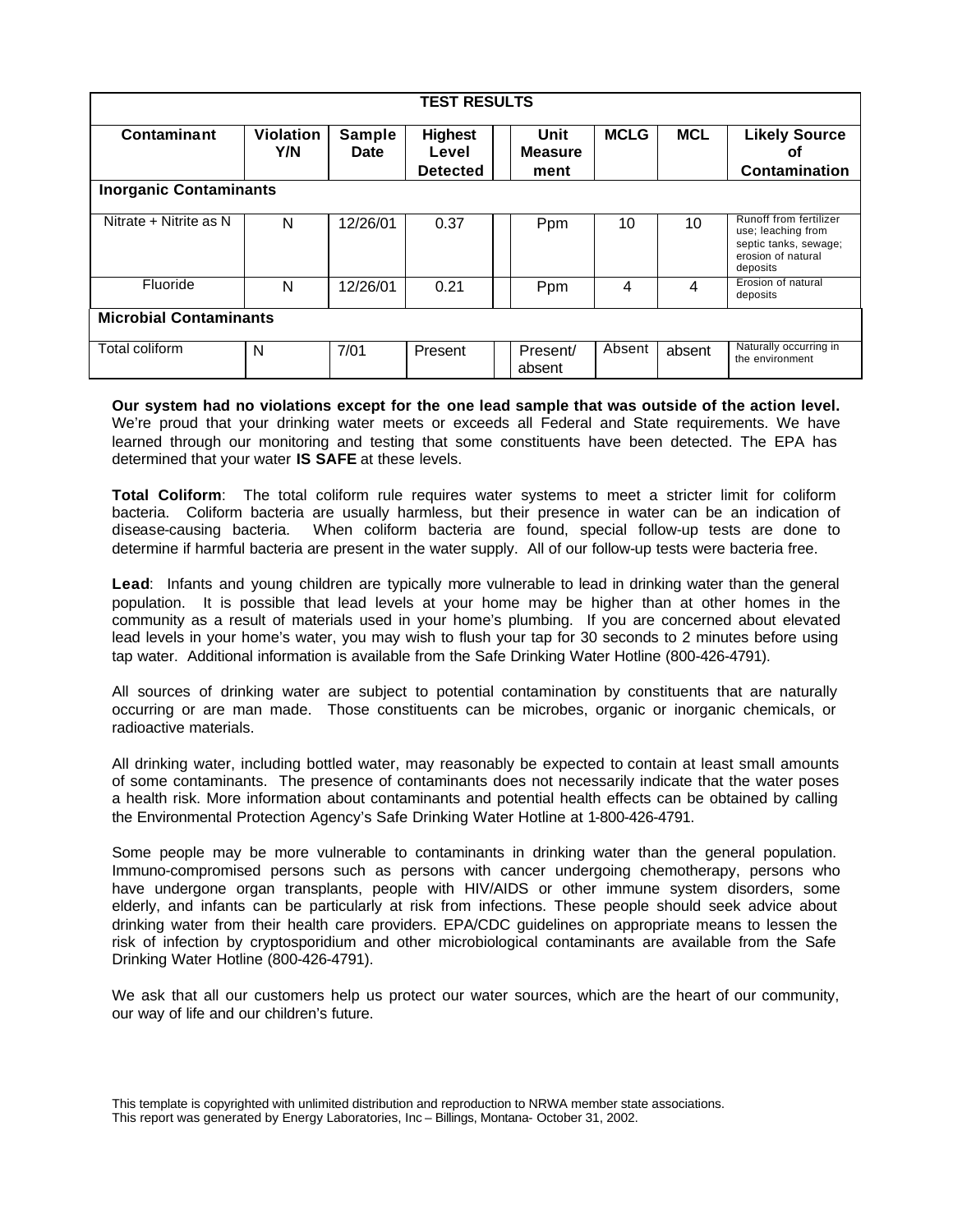| TEST RESULTS | | | | | | | |
|---|---|---|---|---|---|---|---|
| **Contaminant** | **Violation Y/N** | **Sample Date** | **Highest Level Detected** | **Unit Measurement** | **MCLG** | **MCL** | **Likely Source of Contamination** |
| **Inorganic Contaminants** | | | | | | | |
| Nitrate + Nitrite as N | N | 12/26/01 | 0.37 | Ppm | 10 | 10 | Runoff from fertilizer use; leaching from septic tanks, sewage; erosion of natural deposits |
| Fluoride | N | 12/26/01 | 0.21 | Ppm | 4 | 4 | Erosion of natural deposits |
| **Microbial Contaminants** | | | | | | | |
| Total coliform | N | 7/01 | Present | Present/ absent | Absent | absent | Naturally occurring in the environment |

**Our system had no violations except for the one lead sample that was outside of the action level.** We're proud that your drinking water meets or exceeds all Federal and State requirements. We have learned through our monitoring and testing that some constituents have been detected. The EPA has determined that your water **IS SAFE** at these levels.

**Total Coliform**: The total coliform rule requires water systems to meet a stricter limit for coliform bacteria. Coliform bacteria are usually harmless, but their presence in water can be an indication of disease-causing bacteria. When coliform bacteria are found, special follow-up tests are done to determine if harmful bacteria are present in the water supply. All of our follow-up tests were bacteria free.

**Lead**: Infants and young children are typically more vulnerable to lead in drinking water than the general population. It is possible that lead levels at your home may be higher than at other homes in the community as a result of materials used in your home's plumbing. If you are concerned about elevated lead levels in your home's water, you may wish to flush your tap for 30 seconds to 2 minutes before using tap water. Additional information is available from the Safe Drinking Water Hotline (800-426-4791).

All sources of drinking water are subject to potential contamination by constituents that are naturally occurring or are man made. Those constituents can be microbes, organic or inorganic chemicals, or radioactive materials.

All drinking water, including bottled water, may reasonably be expected to contain at least small amounts of some contaminants. The presence of contaminants does not necessarily indicate that the water poses a health risk. More information about contaminants and potential health effects can be obtained by calling the Environmental Protection Agency's Safe Drinking Water Hotline at 1-800-426-4791.

Some people may be more vulnerable to contaminants in drinking water than the general population. Immuno-compromised persons such as persons with cancer undergoing chemotherapy, persons who have undergone organ transplants, people with HIV/AIDS or other immune system disorders, some elderly, and infants can be particularly at risk from infections. These people should seek advice about drinking water from their health care providers. EPA/CDC guidelines on appropriate means to lessen the risk of infection by cryptosporidium and other microbiological contaminants are available from the Safe Drinking Water Hotline (800-426-4791).

We ask that all our customers help us protect our water sources, which are the heart of our community, our way of life and our children's future.

This template is copyrighted with unlimited distribution and reproduction to NRWA member state associations.
This report was generated by Energy Laboratories, Inc – Billings, Montana- October 31, 2002.